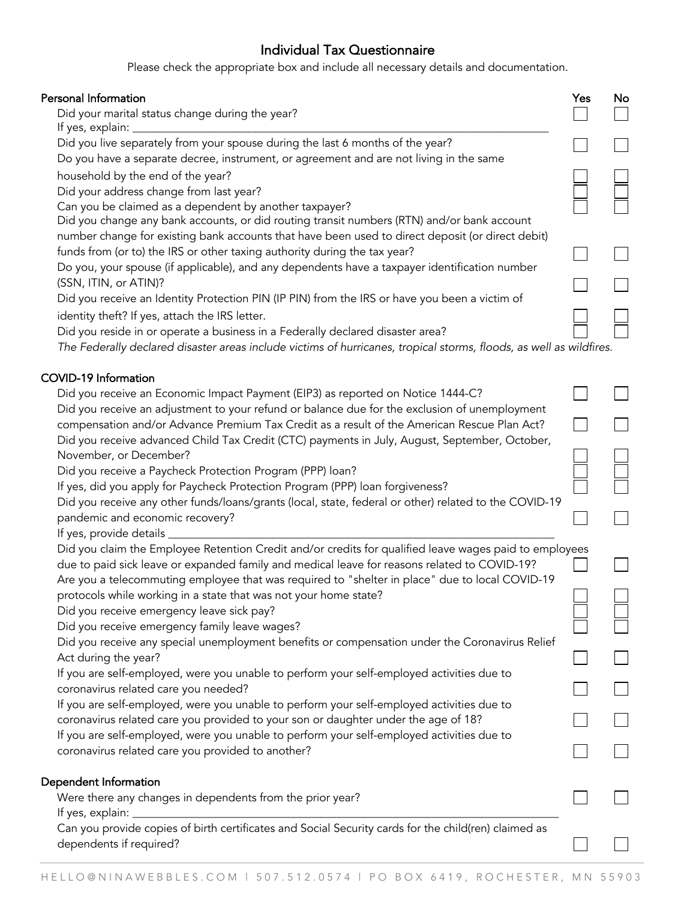# Individual Tax Questionnaire

Please check the appropriate box and include all necessary details and documentation.

| Personal Information | Yes | No |
|---|---|---|
| Did your marital status change during the year? If yes, explain: ____________ | ☐ | ☐ |
| Did you live separately from your spouse during the last 6 months of the year? | ☐ | ☐ |
| Do you have a separate decree, instrument, or agreement and are not living in the same household by the end of the year? | ☐ | ☐ |
| Did your address change from last year? | ☐ | ☐ |
| Can you be claimed as a dependent by another taxpayer? | ☐ | ☐ |
| Did you change any bank accounts, or did routing transit numbers (RTN) and/or bank account number change for existing bank accounts that have been used to direct deposit (or direct debit) funds from (or to) the IRS or other taxing authority during the tax year? | ☐ | ☐ |
| Do you, your spouse (if applicable), and any dependents have a taxpayer identification number (SSN, ITIN, or ATIN)? | ☐ | ☐ |
| Did you receive an Identity Protection PIN (IP PIN) from the IRS or have you been a victim of identity theft? If yes, attach the IRS letter. | ☐ | ☐ |
| Did you reside in or operate a business in a Federally declared disaster area? | ☐ | ☐ |

*The Federally declared disaster areas include victims of hurricanes, tropical storms, floods, as well as wildfires.*

| COVID-19 Information | Yes | No |
|---|---|---|
| Did you receive an Economic Impact Payment (EIP3) as reported on Notice 1444-C? | ☐ | ☐ |
| Did you receive an adjustment to your refund or balance due for the exclusion of unemployment compensation and/or Advance Premium Tax Credit as a result of the American Rescue Plan Act? | ☐ | ☐ |
| Did you receive advanced Child Tax Credit (CTC) payments in July, August, September, October, November, or December? | ☐ | ☐ |
| Did you receive a Paycheck Protection Program (PPP) loan? | ☐ | ☐ |
| If yes, did you apply for Paycheck Protection Program (PPP) loan forgiveness? | ☐ | ☐ |
| Did you receive any other funds/loans/grants (local, state, federal or other) related to the COVID-19 pandemic and economic recovery? If yes, provide details ____________ | ☐ | ☐ |
| Did you claim the Employee Retention Credit and/or credits for qualified leave wages paid to employees due to paid sick leave or expanded family and medical leave for reasons related to COVID-19? | ☐ | ☐ |
| Are you a telecommuting employee that was required to "shelter in place" due to local COVID-19 protocols while working in a state that was not your home state? | ☐ | ☐ |
| Did you receive emergency leave sick pay? | ☐ | ☐ |
| Did you receive emergency family leave wages? | ☐ | ☐ |
| Did you receive any special unemployment benefits or compensation under the Coronavirus Relief Act during the year? | ☐ | ☐ |
| If you are self-employed, were you unable to perform your self-employed activities due to coronavirus related care you needed? | ☐ | ☐ |
| If you are self-employed, were you unable to perform your self-employed activities due to coronavirus related care you provided to your son or daughter under the age of 18? | ☐ | ☐ |
| If you are self-employed, were you unable to perform your self-employed activities due to coronavirus related care you provided to another? | ☐ | ☐ |

| Dependent Information | Yes | No |
|---|---|---|
| Were there any changes in dependents from the prior year? If yes, explain: ____________ | ☐ | ☐ |
| Can you provide copies of birth certificates and Social Security cards for the child(ren) claimed as dependents if required? | ☐ | ☐ |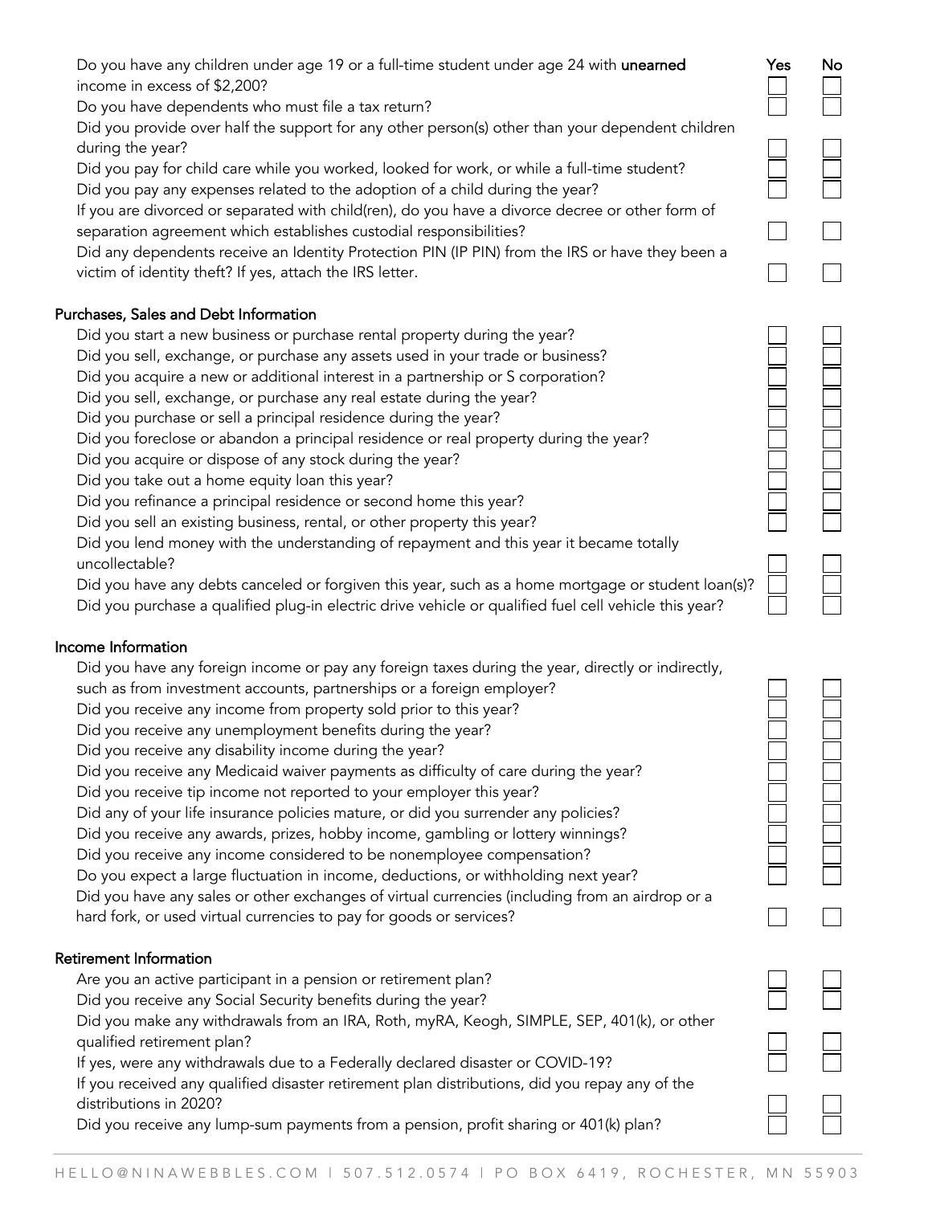| | Yes | No |
|---|---|---|
| Do you have any children under age 19 or a full-time student under age 24 with **unearned** income in excess of $2,200? | ☐ | ☐ |
| Do you have dependents who must file a tax return? | ☐ | ☐ |
| Did you provide over half the support for any other person(s) other than your dependent children during the year? | ☐ | ☐ |
| Did you pay for child care while you worked, looked for work, or while a full-time student? | ☐ | ☐ |
| Did you pay any expenses related to the adoption of a child during the year? | ☐ | ☐ |
| If you are divorced or separated with child(ren), do you have a divorce decree or other form of separation agreement which establishes custodial responsibilities? | ☐ | ☐ |
| Did any dependents receive an Identity Protection PIN (IP PIN) from the IRS or have they been a victim of identity theft? If yes, attach the IRS letter. | ☐ | ☐ |

## Purchases, Sales and Debt Information

| | Yes | No |
|---|---|---|
| Did you start a new business or purchase rental property during the year? | ☐ | ☐ |
| Did you sell, exchange, or purchase any assets used in your trade or business? | ☐ | ☐ |
| Did you acquire a new or additional interest in a partnership or S corporation? | ☐ | ☐ |
| Did you sell, exchange, or purchase any real estate during the year? | ☐ | ☐ |
| Did you purchase or sell a principal residence during the year? | ☐ | ☐ |
| Did you foreclose or abandon a principal residence or real property during the year? | ☐ | ☐ |
| Did you acquire or dispose of any stock during the year? | ☐ | ☐ |
| Did you take out a home equity loan this year? | ☐ | ☐ |
| Did you refinance a principal residence or second home this year? | ☐ | ☐ |
| Did you sell an existing business, rental, or other property this year? | ☐ | ☐ |
| Did you lend money with the understanding of repayment and this year it became totally uncollectable? | ☐ | ☐ |
| Did you have any debts canceled or forgiven this year, such as a home mortgage or student loan(s)? | ☐ | ☐ |
| Did you purchase a qualified plug-in electric drive vehicle or qualified fuel cell vehicle this year? | ☐ | ☐ |

## Income Information

| | Yes | No |
|---|---|---|
| Did you have any foreign income or pay any foreign taxes during the year, directly or indirectly, such as from investment accounts, partnerships or a foreign employer? | ☐ | ☐ |
| Did you receive any income from property sold prior to this year? | ☐ | ☐ |
| Did you receive any unemployment benefits during the year? | ☐ | ☐ |
| Did you receive any disability income during the year? | ☐ | ☐ |
| Did you receive any Medicaid waiver payments as difficulty of care during the year? | ☐ | ☐ |
| Did you receive tip income not reported to your employer this year? | ☐ | ☐ |
| Did any of your life insurance policies mature, or did you surrender any policies? | ☐ | ☐ |
| Did you receive any awards, prizes, hobby income, gambling or lottery winnings? | ☐ | ☐ |
| Did you receive any income considered to be nonemployee compensation? | ☐ | ☐ |
| Do you expect a large fluctuation in income, deductions, or withholding next year? | ☐ | ☐ |
| Did you have any sales or other exchanges of virtual currencies (including from an airdrop or a hard fork, or used virtual currencies to pay for goods or services? | ☐ | ☐ |

## Retirement Information

| | Yes | No |
|---|---|---|
| Are you an active participant in a pension or retirement plan? | ☐ | ☐ |
| Did you receive any Social Security benefits during the year? | ☐ | ☐ |
| Did you make any withdrawals from an IRA, Roth, myRA, Keogh, SIMPLE, SEP, 401(k), or other qualified retirement plan? | ☐ | ☐ |
| If yes, were any withdrawals due to a Federally declared disaster or COVID-19? | ☐ | ☐ |
| If you received any qualified disaster retirement plan distributions, did you repay any of the distributions in 2020? | ☐ | ☐ |
| Did you receive any lump-sum payments from a pension, profit sharing or 401(k) plan? | ☐ | ☐ |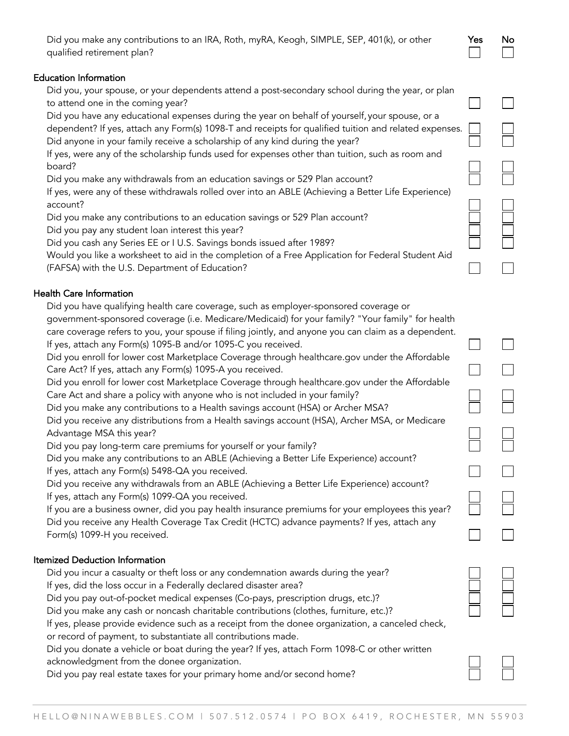| | Yes | No |
|---|---|---|
| Did you make any contributions to an IRA, Roth, myRA, Keogh, SIMPLE, SEP, 401(k), or other qualified retirement plan? | ☐ | ☐ |

### Education Information

| | Yes | No |
|---|---|---|
| Did you, your spouse, or your dependents attend a post-secondary school during the year, or plan to attend one in the coming year? | ☐ | ☐ |
| Did you have any educational expenses during the year on behalf of yourself, your spouse, or a dependent? If yes, attach any Form(s) 1098-T and receipts for qualified tuition and related expenses. | ☐ | ☐ |
| Did anyone in your family receive a scholarship of any kind during the year? | ☐ | ☐ |
| If yes, were any of the scholarship funds used for expenses other than tuition, such as room and board? | ☐ | ☐ |
| Did you make any withdrawals from an education savings or 529 Plan account? | ☐ | ☐ |
| If yes, were any of these withdrawals rolled over into an ABLE (Achieving a Better Life Experience) account? | ☐ | ☐ |
| Did you make any contributions to an education savings or 529 Plan account? | ☐ | ☐ |
| Did you pay any student loan interest this year? | ☐ | ☐ |
| Did you cash any Series EE or I U.S. Savings bonds issued after 1989? | ☐ | ☐ |
| Would you like a worksheet to aid in the completion of a Free Application for Federal Student Aid (FAFSA) with the U.S. Department of Education? | ☐ | ☐ |

### Health Care Information

| | Yes | No |
|---|---|---|
| Did you have qualifying health care coverage, such as employer-sponsored coverage or government-sponsored coverage (i.e. Medicare/Medicaid) for your family? "Your family" for health care coverage refers to you, your spouse if filing jointly, and anyone you can claim as a dependent. If yes, attach any Form(s) 1095-B and/or 1095-C you received. | ☐ | ☐ |
| Did you enroll for lower cost Marketplace Coverage through healthcare.gov under the Affordable Care Act? If yes, attach any Form(s) 1095-A you received. | ☐ | ☐ |
| Did you enroll for lower cost Marketplace Coverage through healthcare.gov under the Affordable Care Act and share a policy with anyone who is not included in your family? | ☐ | ☐ |
| Did you make any contributions to a Health savings account (HSA) or Archer MSA? | ☐ | ☐ |
| Did you receive any distributions from a Health savings account (HSA), Archer MSA, or Medicare Advantage MSA this year? | ☐ | ☐ |
| Did you pay long-term care premiums for yourself or your family? | ☐ | ☐ |
| Did you make any contributions to an ABLE (Achieving a Better Life Experience) account? If yes, attach any Form(s) 5498-QA you received. | ☐ | ☐ |
| Did you receive any withdrawals from an ABLE (Achieving a Better Life Experience) account? If yes, attach any Form(s) 1099-QA you received. | ☐ | ☐ |
| If you are a business owner, did you pay health insurance premiums for your employees this year? | ☐ | ☐ |
| Did you receive any Health Coverage Tax Credit (HCTC) advance payments? If yes, attach any Form(s) 1099-H you received. | ☐ | ☐ |

### Itemized Deduction Information

| | Yes | No |
|---|---|---|
| Did you incur a casualty or theft loss or any condemnation awards during the year? | ☐ | ☐ |
| If yes, did the loss occur in a Federally declared disaster area? | ☐ | ☐ |
| Did you pay out-of-pocket medical expenses (Co-pays, prescription drugs, etc.)? | ☐ | ☐ |
| Did you make any cash or noncash charitable contributions (clothes, furniture, etc.)? If yes, please provide evidence such as a receipt from the donee organization, a canceled check, or record of payment, to substantiate all contributions made. | ☐ | ☐ |
| Did you donate a vehicle or boat during the year? If yes, attach Form 1098-C or other written acknowledgment from the donee organization. | ☐ | ☐ |
| Did you pay real estate taxes for your primary home and/or second home? | ☐ | ☐ |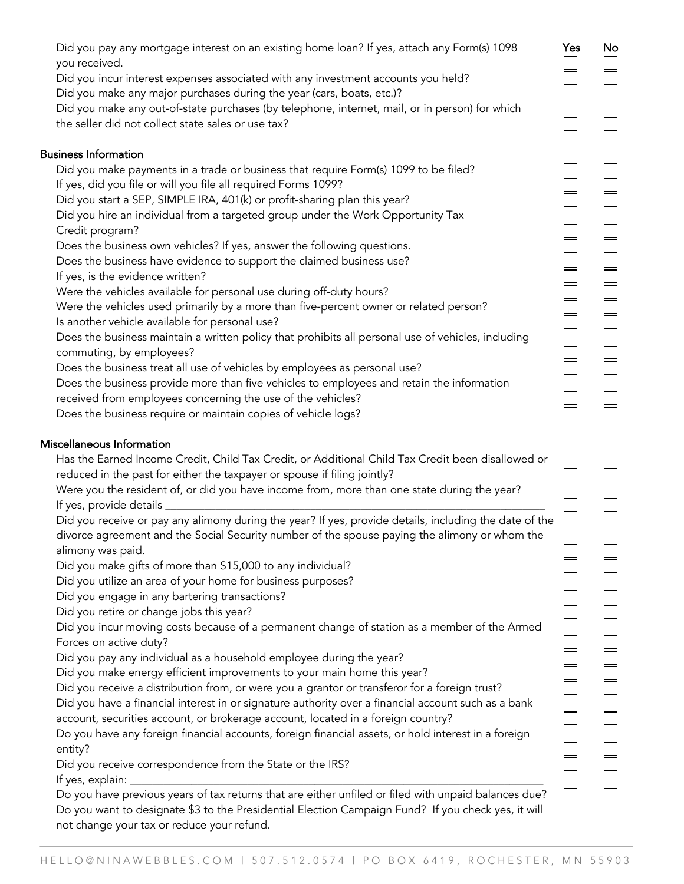| | Yes | No |
|---|---|---|
| Did you pay any mortgage interest on an existing home loan? If yes, attach any Form(s) 1098 you received. | ☐ | ☐ |
| Did you incur interest expenses associated with any investment accounts you held? | ☐ | ☐ |
| Did you make any major purchases during the year (cars, boats, etc.)? | ☐ | ☐ |
| Did you make any out-of-state purchases (by telephone, internet, mail, or in person) for which the seller did not collect state sales or use tax? | ☐ | ☐ |

### Business Information

| | Yes | No |
|---|---|---|
| Did you make payments in a trade or business that require Form(s) 1099 to be filed? | ☐ | ☐ |
| If yes, did you file or will you file all required Forms 1099? | ☐ | ☐ |
| Did you start a SEP, SIMPLE IRA, 401(k) or profit-sharing plan this year? | ☐ | ☐ |
| Did you hire an individual from a targeted group under the Work Opportunity Tax Credit program? | ☐ | ☐ |
| Does the business own vehicles? If yes, answer the following questions. | ☐ | ☐ |
| Does the business have evidence to support the claimed business use? | ☐ | ☐ |
| If yes, is the evidence written? | ☐ | ☐ |
| Were the vehicles available for personal use during off-duty hours? | ☐ | ☐ |
| Were the vehicles used primarily by a more than five-percent owner or related person? | ☐ | ☐ |
| Is another vehicle available for personal use? | ☐ | ☐ |
| Does the business maintain a written policy that prohibits all personal use of vehicles, including commuting, by employees? | ☐ | ☐ |
| Does the business treat all use of vehicles by employees as personal use? | ☐ | ☐ |
| Does the business provide more than five vehicles to employees and retain the information received from employees concerning the use of the vehicles? | ☐ | ☐ |
| Does the business require or maintain copies of vehicle logs? | ☐ | ☐ |

### Miscellaneous Information

| | Yes | No |
|---|---|---|
| Has the Earned Income Credit, Child Tax Credit, or Additional Child Tax Credit been disallowed or reduced in the past for either the taxpayer or spouse if filing jointly? | ☐ | ☐ |
| Were you the resident of, or did you have income from, more than one state during the year? If yes, provide details ______________________________ | ☐ | ☐ |
| Did you receive or pay any alimony during the year? If yes, provide details, including the date of the divorce agreement and the Social Security number of the spouse paying the alimony or whom the alimony was paid. | ☐ | ☐ |
| Did you make gifts of more than $15,000 to any individual? | ☐ | ☐ |
| Did you utilize an area of your home for business purposes? | ☐ | ☐ |
| Did you engage in any bartering transactions? | ☐ | ☐ |
| Did you retire or change jobs this year? | ☐ | ☐ |
| Did you incur moving costs because of a permanent change of station as a member of the Armed Forces on active duty? | ☐ | ☐ |
| Did you pay any individual as a household employee during the year? | ☐ | ☐ |
| Did you make energy efficient improvements to your main home this year? | ☐ | ☐ |
| Did you receive a distribution from, or were you a grantor or transferor for a foreign trust? | ☐ | ☐ |
| Did you have a financial interest in or signature authority over a financial account such as a bank account, securities account, or brokerage account, located in a foreign country? | ☐ | ☐ |
| Do you have any foreign financial accounts, foreign financial assets, or hold interest in a foreign entity? | ☐ | ☐ |
| Did you receive correspondence from the State or the IRS? If yes, explain: ______________________________ | ☐ | ☐ |
| Do you have previous years of tax returns that are either unfiled or filed with unpaid balances due? | ☐ | ☐ |
| Do you want to designate $3 to the Presidential Election Campaign Fund? If you check yes, it will not change your tax or reduce your refund. | ☐ | ☐ |